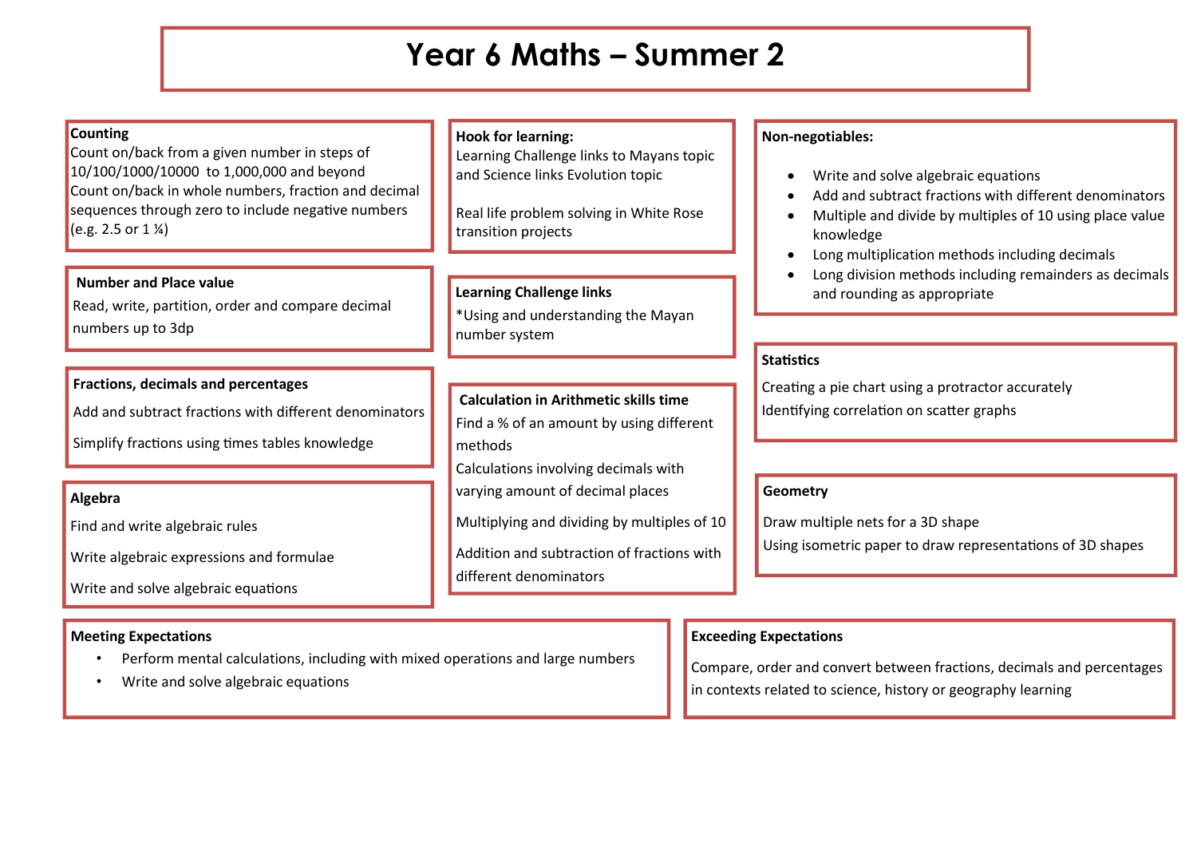# Year 6 Maths – Summer 2

## Counting

Count on/back from a given number in steps of 10/100/1000/10000 to 1,000,000 and beyond

Count on/back in whole numbers, fraction and decimal sequences through zero to include negative numbers (e.g. 2.5 or 1 ¼)

## Number and Place value

Read, write, partition, order and compare decimal numbers up to 3dp

## Fractions, decimals and percentages

Add and subtract fractions with different denominators

Simplify fractions using times tables knowledge

## Algebra

Find and write algebraic rules

Write algebraic expressions and formulae

Write and solve algebraic equations

## Hook for learning:

Learning Challenge links to Mayans topic and Science links Evolution topic

Real life problem solving in White Rose transition projects

## Learning Challenge links

*Using and understanding the Mayan number system

## Calculation in Arithmetic skills time

Find a % of an amount by using different methods

Calculations involving decimals with varying amount of decimal places

Multiplying and dividing by multiples of 10

Addition and subtraction of fractions with different denominators

## Non-negotiables:

- Write and solve algebraic equations
- Add and subtract fractions with different denominators
- Multiple and divide by multiples of 10 using place value knowledge
- Long multiplication methods including decimals
- Long division methods including remainders as decimals and rounding as appropriate

## Statistics

Creating a pie chart using a protractor accurately

Identifying correlation on scatter graphs

## Geometry

Draw multiple nets for a 3D shape

Using isometric paper to draw representations of 3D shapes

## Meeting Expectations

- Perform mental calculations, including with mixed operations and large numbers
- Write and solve algebraic equations

## Exceeding Expectations

Compare, order and convert between fractions, decimals and percentages in contexts related to science, history or geography learning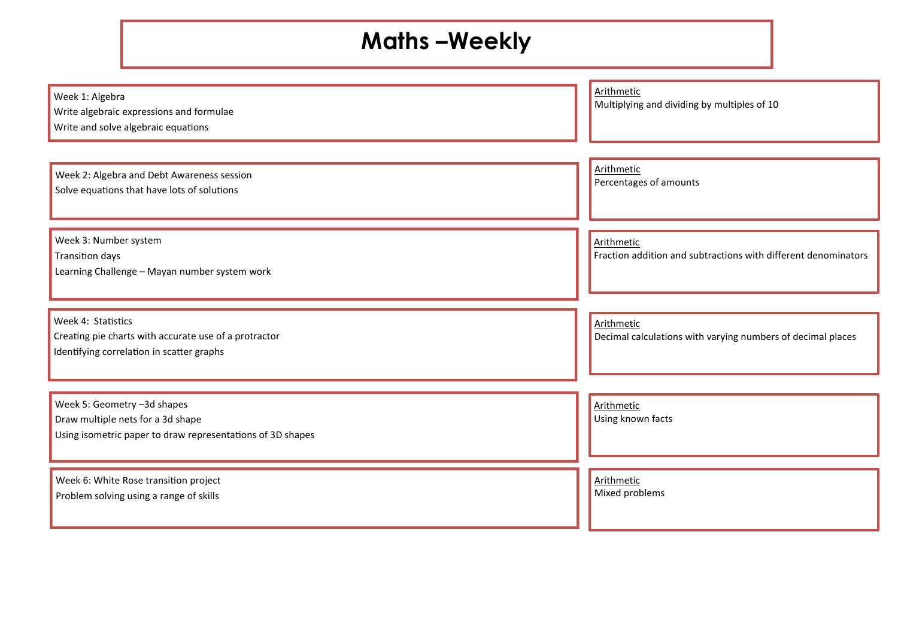# Maths –Weekly

Week 1: Algebra
Write algebraic expressions and formulae
Write and solve algebraic equations

Arithmetic
Multiplying and dividing by multiples of 10

Week 2: Algebra and Debt Awareness session
Solve equations that have lots of solutions

Arithmetic
Percentages of amounts

Week 3: Number system
Transition days
Learning Challenge – Mayan number system work

Arithmetic
Fraction addition and subtractions with different denominators

Week 4: Statistics
Creating pie charts with accurate use of a protractor
Identifying correlation in scatter graphs

Arithmetic
Decimal calculations with varying numbers of decimal places

Week 5: Geometry –3d shapes
Draw multiple nets for a 3d shape
Using isometric paper to draw representations of 3D shapes

Arithmetic
Using known facts

Week 6: White Rose transition project
Problem solving using a range of skills

Arithmetic
Mixed problems